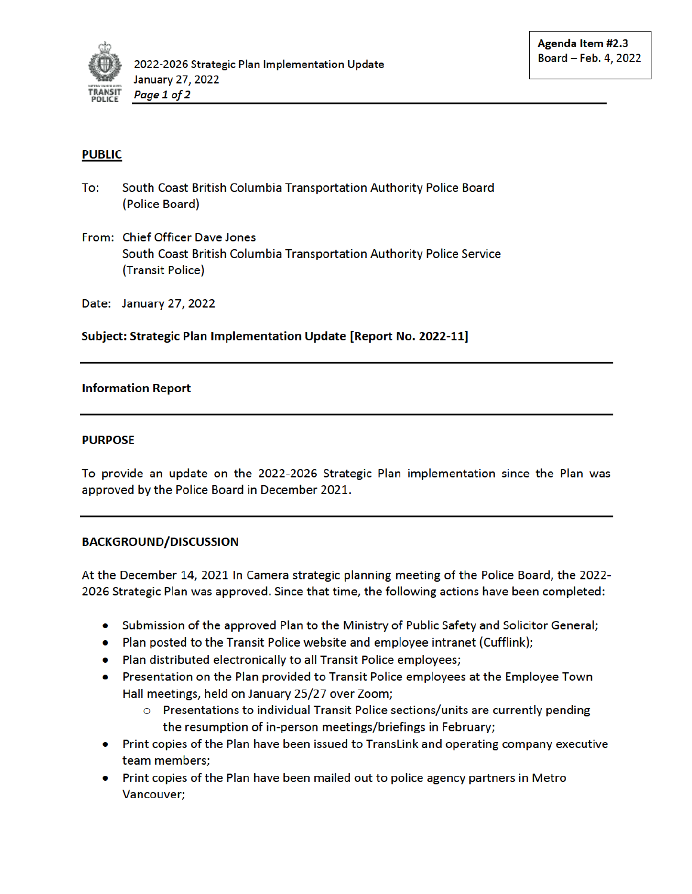**Agenda Item #2.3**
**Board – Feb. 4, 2022**

**PUBLIC**

To: South Coast British Columbia Transportation Authority Police Board (Police Board)

From: Chief Officer Dave Jones
South Coast British Columbia Transportation Authority Police Service (Transit Police)

Date: January 27, 2022

**Subject: Strategic Plan Implementation Update [Report No. 2022-11]**

---

**Information Report**

---

**PURPOSE**

To provide an update on the 2022-2026 Strategic Plan implementation since the Plan was approved by the Police Board in December 2021.

---

**BACKGROUND/DISCUSSION**

At the December 14, 2021 In Camera strategic planning meeting of the Police Board, the 2022-2026 Strategic Plan was approved. Since that time, the following actions have been completed:

- Submission of the approved Plan to the Ministry of Public Safety and Solicitor General;
- Plan posted to the Transit Police website and employee intranet (Cufflink);
- Plan distributed electronically to all Transit Police employees;
- Presentation on the Plan provided to Transit Police employees at the Employee Town Hall meetings, held on January 25/27 over Zoom;
  - Presentations to individual Transit Police sections/units are currently pending the resumption of in-person meetings/briefings in February;
- Print copies of the Plan have been issued to TransLink and operating company executive team members;
- Print copies of the Plan have been mailed out to police agency partners in Metro Vancouver;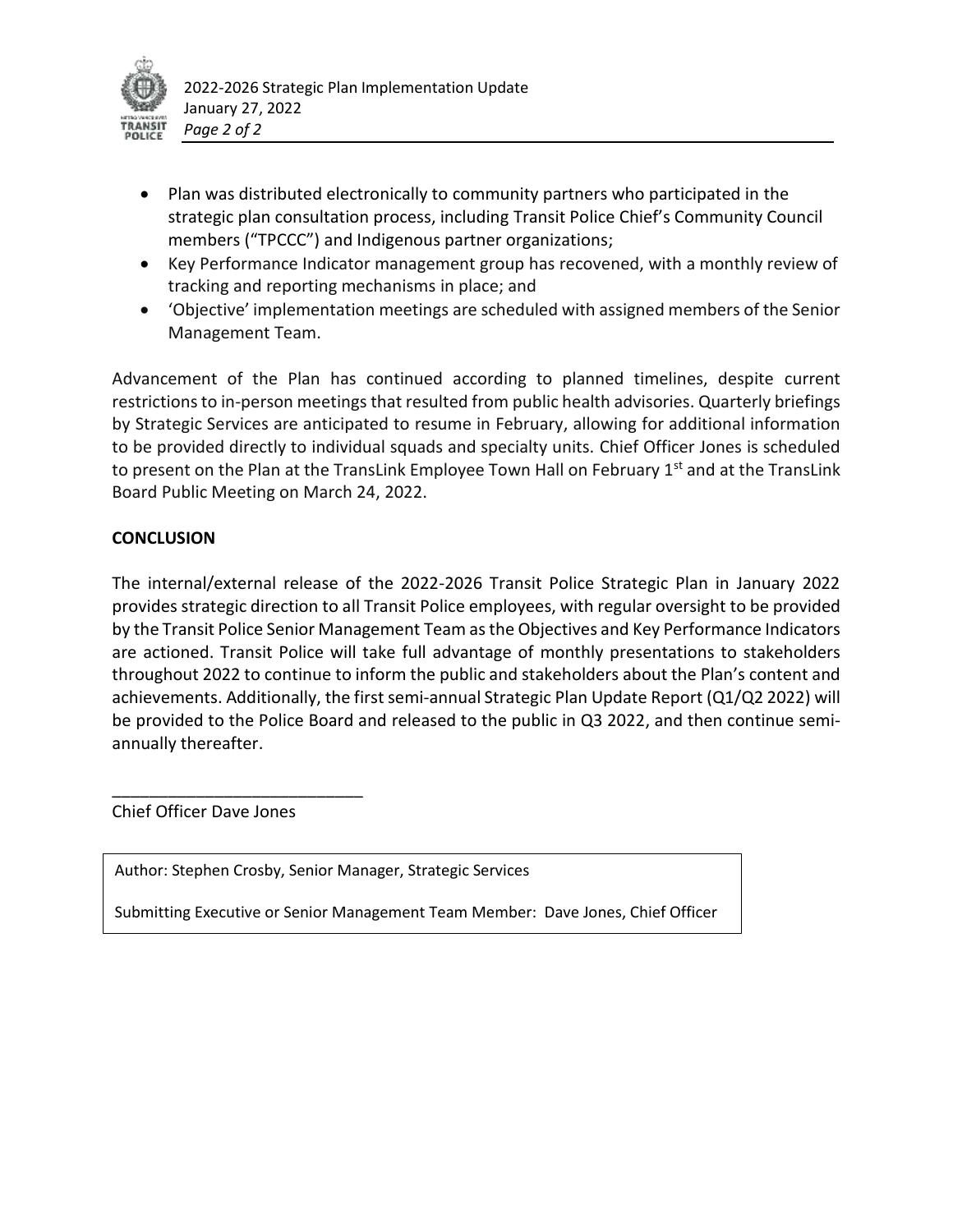- Plan was distributed electronically to community partners who participated in the strategic plan consultation process, including Transit Police Chief's Community Council members ("TPCCC") and Indigenous partner organizations;
- Key Performance Indicator management group has recovened, with a monthly review of tracking and reporting mechanisms in place; and
- 'Objective' implementation meetings are scheduled with assigned members of the Senior Management Team.

Advancement of the Plan has continued according to planned timelines, despite current restrictions to in-person meetings that resulted from public health advisories. Quarterly briefings by Strategic Services are anticipated to resume in February, allowing for additional information to be provided directly to individual squads and specialty units. Chief Officer Jones is scheduled to present on the Plan at the TransLink Employee Town Hall on February 1st and at the TransLink Board Public Meeting on March 24, 2022.

**CONCLUSION**

The internal/external release of the 2022-2026 Transit Police Strategic Plan in January 2022 provides strategic direction to all Transit Police employees, with regular oversight to be provided by the Transit Police Senior Management Team as the Objectives and Key Performance Indicators are actioned. Transit Police will take full advantage of monthly presentations to stakeholders throughout 2022 to continue to inform the public and stakeholders about the Plan's content and achievements. Additionally, the first semi-annual Strategic Plan Update Report (Q1/Q2 2022) will be provided to the Police Board and released to the public in Q3 2022, and then continue semi-annually thereafter.

___________________________

Chief Officer Dave Jones

Author: Stephen Crosby, Senior Manager, Strategic Services

Submitting Executive or Senior Management Team Member: Dave Jones, Chief Officer